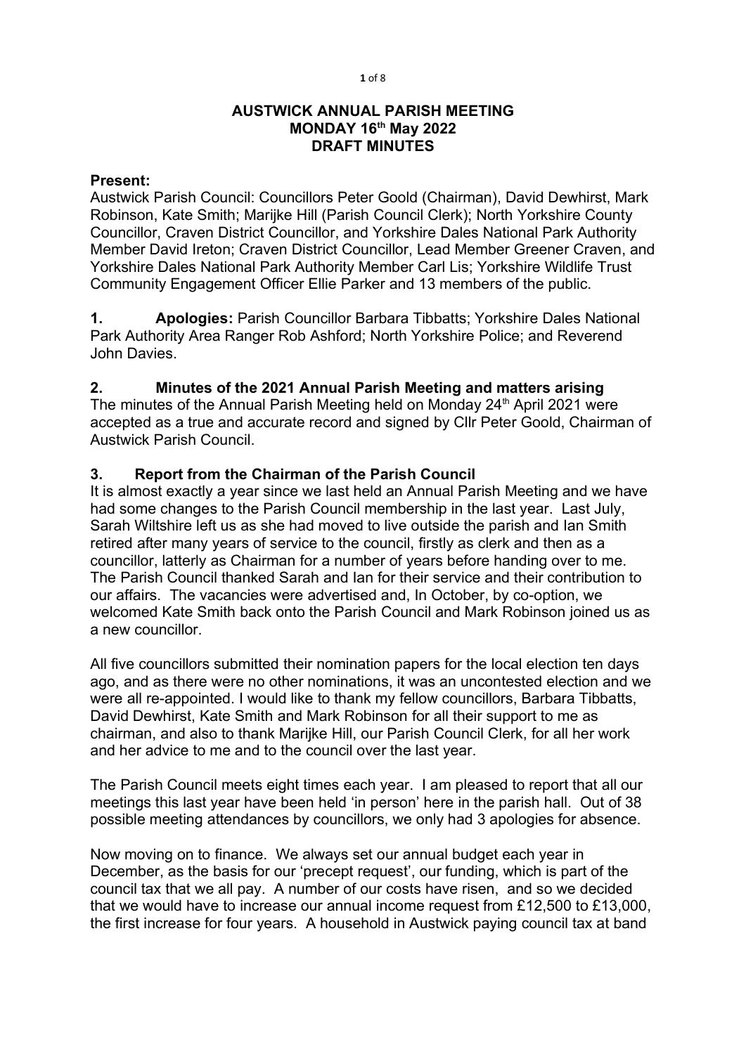# AUSTWICK ANNUAL PARISH MEETING
# MONDAY 16th May 2022
# DRAFT MINUTES

**Present:**
Austwick Parish Council: Councillors Peter Goold (Chairman), David Dewhirst, Mark Robinson, Kate Smith; Marijke Hill (Parish Council Clerk); North Yorkshire County Councillor, Craven District Councillor, and Yorkshire Dales National Park Authority Member David Ireton; Craven District Councillor, Lead Member Greener Craven, and Yorkshire Dales National Park Authority Member Carl Lis; Yorkshire Wildlife Trust Community Engagement Officer Ellie Parker and 13 members of the public.

**1. Apologies:** Parish Councillor Barbara Tibbatts; Yorkshire Dales National Park Authority Area Ranger Rob Ashford; North Yorkshire Police; and Reverend John Davies.

## 2. Minutes of the 2021 Annual Parish Meeting and matters arising

The minutes of the Annual Parish Meeting held on Monday 24th April 2021 were accepted as a true and accurate record and signed by Cllr Peter Goold, Chairman of Austwick Parish Council.

## 3. Report from the Chairman of the Parish Council

It is almost exactly a year since we last held an Annual Parish Meeting and we have had some changes to the Parish Council membership in the last year. Last July, Sarah Wiltshire left us as she had moved to live outside the parish and Ian Smith retired after many years of service to the council, firstly as clerk and then as a councillor, latterly as Chairman for a number of years before handing over to me. The Parish Council thanked Sarah and Ian for their service and their contribution to our affairs. The vacancies were advertised and, In October, by co-option, we welcomed Kate Smith back onto the Parish Council and Mark Robinson joined us as a new councillor.

All five councillors submitted their nomination papers for the local election ten days ago, and as there were no other nominations, it was an uncontested election and we were all re-appointed. I would like to thank my fellow councillors, Barbara Tibbatts, David Dewhirst, Kate Smith and Mark Robinson for all their support to me as chairman, and also to thank Marijke Hill, our Parish Council Clerk, for all her work and her advice to me and to the council over the last year.

The Parish Council meets eight times each year. I am pleased to report that all our meetings this last year have been held 'in person' here in the parish hall. Out of 38 possible meeting attendances by councillors, we only had 3 apologies for absence.

Now moving on to finance. We always set our annual budget each year in December, as the basis for our 'precept request', our funding, which is part of the council tax that we all pay. A number of our costs have risen, and so we decided that we would have to increase our annual income request from £12,500 to £13,000, the first increase for four years. A household in Austwick paying council tax at band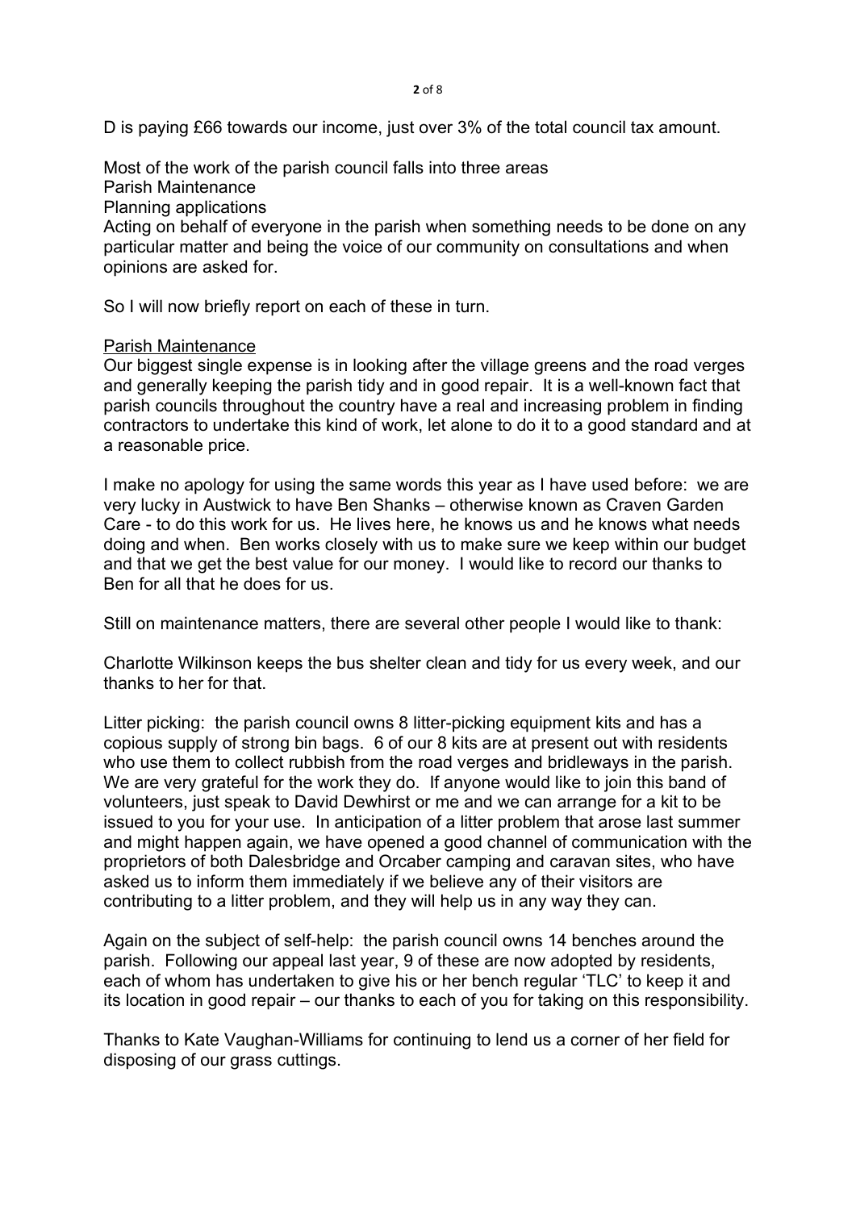D is paying £66 towards our income, just over 3% of the total council tax amount.

Most of the work of the parish council falls into three areas
Parish Maintenance
Planning applications
Acting on behalf of everyone in the parish when something needs to be done on any particular matter and being the voice of our community on consultations and when opinions are asked for.

So I will now briefly report on each of these in turn.

<u>Parish Maintenance</u>

Our biggest single expense is in looking after the village greens and the road verges and generally keeping the parish tidy and in good repair. It is a well-known fact that parish councils throughout the country have a real and increasing problem in finding contractors to undertake this kind of work, let alone to do it to a good standard and at a reasonable price.

I make no apology for using the same words this year as I have used before: we are very lucky in Austwick to have Ben Shanks – otherwise known as Craven Garden Care - to do this work for us. He lives here, he knows us and he knows what needs doing and when. Ben works closely with us to make sure we keep within our budget and that we get the best value for our money. I would like to record our thanks to Ben for all that he does for us.

Still on maintenance matters, there are several other people I would like to thank:

Charlotte Wilkinson keeps the bus shelter clean and tidy for us every week, and our thanks to her for that.

Litter picking: the parish council owns 8 litter-picking equipment kits and has a copious supply of strong bin bags. 6 of our 8 kits are at present out with residents who use them to collect rubbish from the road verges and bridleways in the parish. We are very grateful for the work they do. If anyone would like to join this band of volunteers, just speak to David Dewhirst or me and we can arrange for a kit to be issued to you for your use. In anticipation of a litter problem that arose last summer and might happen again, we have opened a good channel of communication with the proprietors of both Dalesbridge and Orcaber camping and caravan sites, who have asked us to inform them immediately if we believe any of their visitors are contributing to a litter problem, and they will help us in any way they can.

Again on the subject of self-help: the parish council owns 14 benches around the parish. Following our appeal last year, 9 of these are now adopted by residents, each of whom has undertaken to give his or her bench regular 'TLC' to keep it and its location in good repair – our thanks to each of you for taking on this responsibility.

Thanks to Kate Vaughan-Williams for continuing to lend us a corner of her field for disposing of our grass cuttings.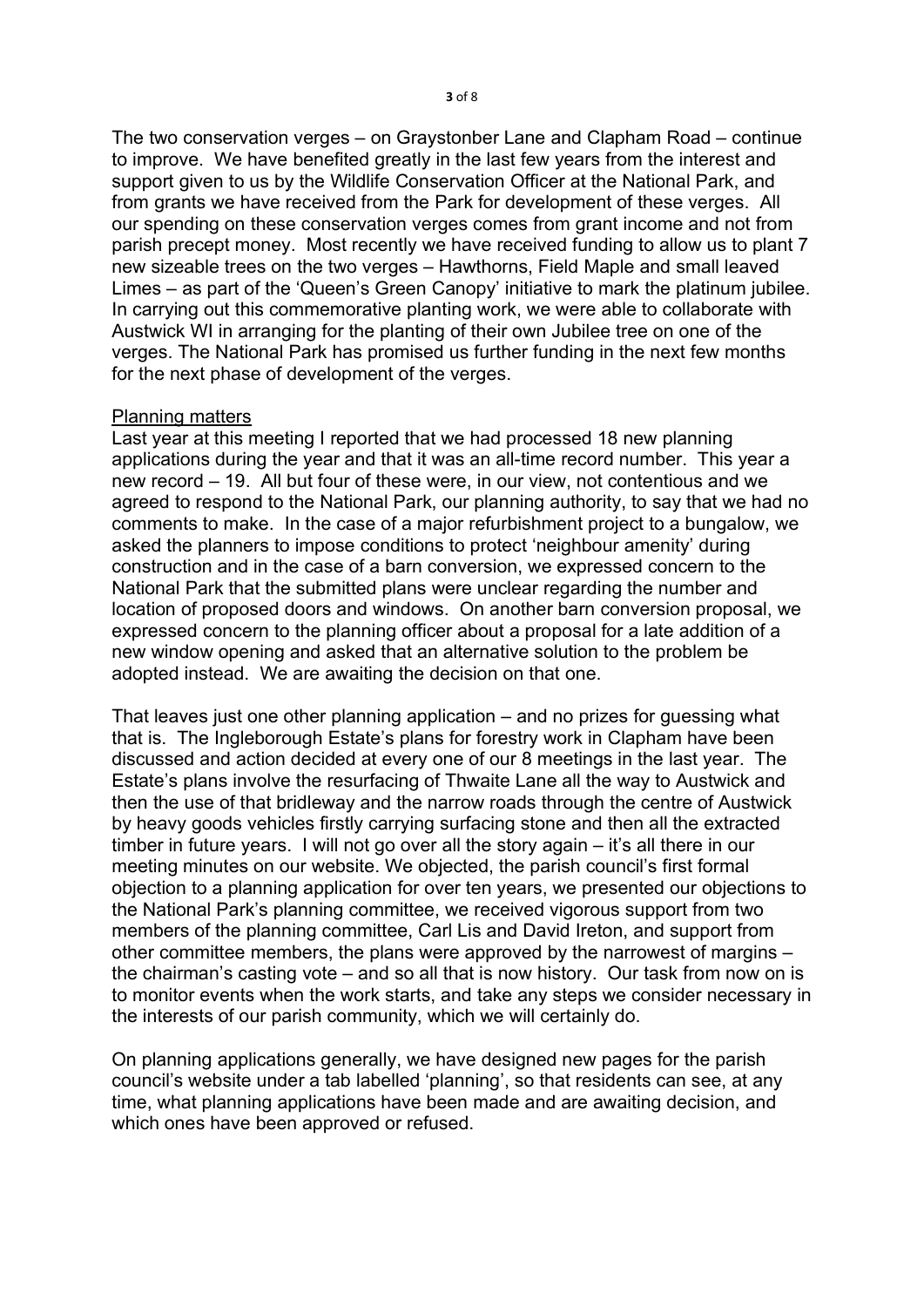The two conservation verges – on Graystonber Lane and Clapham Road – continue to improve. We have benefited greatly in the last few years from the interest and support given to us by the Wildlife Conservation Officer at the National Park, and from grants we have received from the Park for development of these verges. All our spending on these conservation verges comes from grant income and not from parish precept money. Most recently we have received funding to allow us to plant 7 new sizeable trees on the two verges – Hawthorns, Field Maple and small leaved Limes – as part of the 'Queen's Green Canopy' initiative to mark the platinum jubilee. In carrying out this commemorative planting work, we were able to collaborate with Austwick WI in arranging for the planting of their own Jubilee tree on one of the verges. The National Park has promised us further funding in the next few months for the next phase of development of the verges.

<u>Planning matters</u>

Last year at this meeting I reported that we had processed 18 new planning applications during the year and that it was an all-time record number. This year a new record – 19. All but four of these were, in our view, not contentious and we agreed to respond to the National Park, our planning authority, to say that we had no comments to make. In the case of a major refurbishment project to a bungalow, we asked the planners to impose conditions to protect 'neighbour amenity' during construction and in the case of a barn conversion, we expressed concern to the National Park that the submitted plans were unclear regarding the number and location of proposed doors and windows. On another barn conversion proposal, we expressed concern to the planning officer about a proposal for a late addition of a new window opening and asked that an alternative solution to the problem be adopted instead. We are awaiting the decision on that one.

That leaves just one other planning application – and no prizes for guessing what that is. The Ingleborough Estate's plans for forestry work in Clapham have been discussed and action decided at every one of our 8 meetings in the last year. The Estate's plans involve the resurfacing of Thwaite Lane all the way to Austwick and then the use of that bridleway and the narrow roads through the centre of Austwick by heavy goods vehicles firstly carrying surfacing stone and then all the extracted timber in future years. I will not go over all the story again – it's all there in our meeting minutes on our website. We objected, the parish council's first formal objection to a planning application for over ten years, we presented our objections to the National Park's planning committee, we received vigorous support from two members of the planning committee, Carl Lis and David Ireton, and support from other committee members, the plans were approved by the narrowest of margins – the chairman's casting vote – and so all that is now history. Our task from now on is to monitor events when the work starts, and take any steps we consider necessary in the interests of our parish community, which we will certainly do.

On planning applications generally, we have designed new pages for the parish council's website under a tab labelled 'planning', so that residents can see, at any time, what planning applications have been made and are awaiting decision, and which ones have been approved or refused.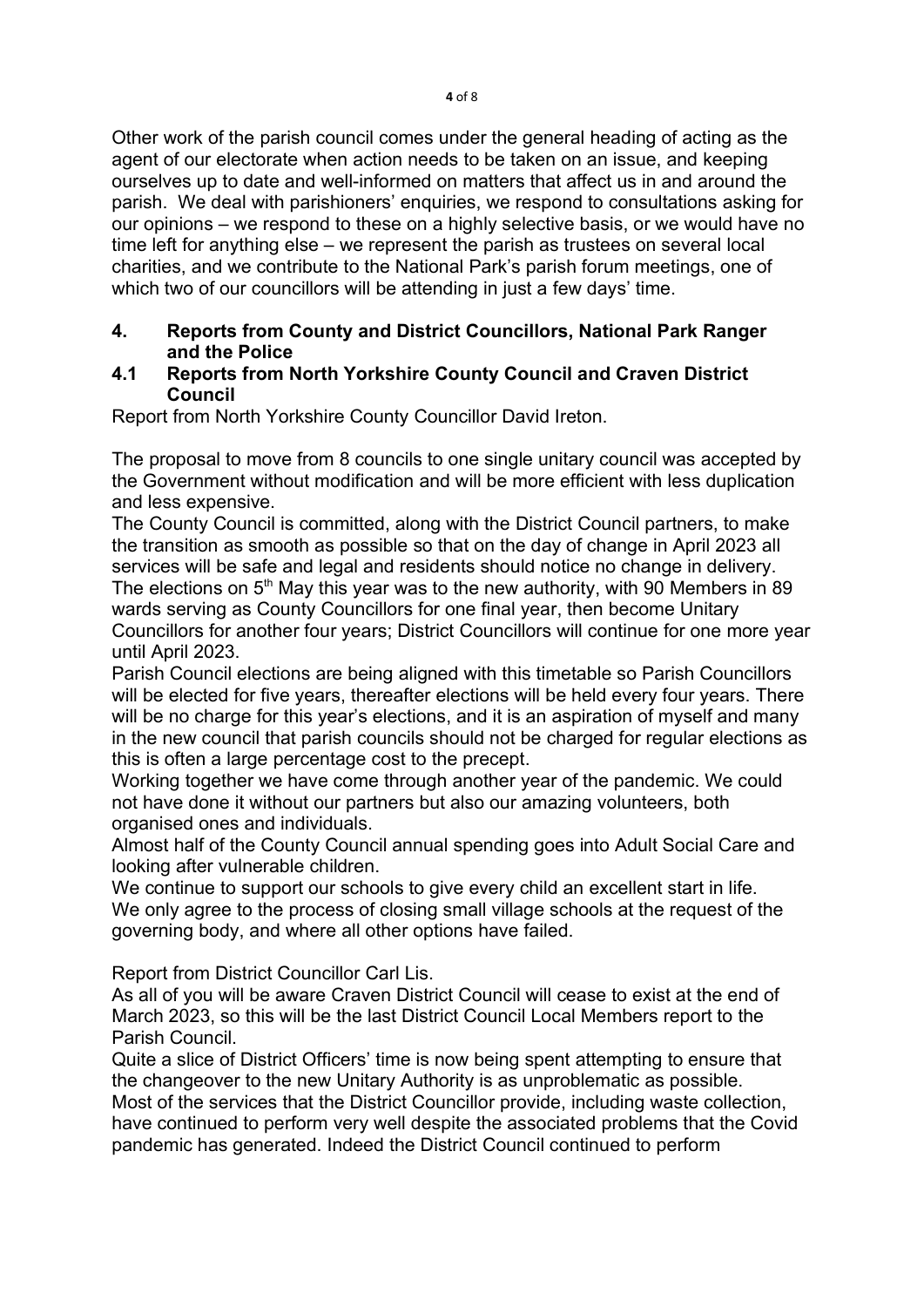Other work of the parish council comes under the general heading of acting as the agent of our electorate when action needs to be taken on an issue, and keeping ourselves up to date and well-informed on matters that affect us in and around the parish. We deal with parishioners' enquiries, we respond to consultations asking for our opinions – we respond to these on a highly selective basis, or we would have no time left for anything else – we represent the parish as trustees on several local charities, and we contribute to the National Park's parish forum meetings, one of which two of our councillors will be attending in just a few days' time.

## 4. Reports from County and District Councillors, National Park Ranger and the Police

### 4.1 Reports from North Yorkshire County Council and Craven District Council

Report from North Yorkshire County Councillor David Ireton.

The proposal to move from 8 councils to one single unitary council was accepted by the Government without modification and will be more efficient with less duplication and less expensive.

The County Council is committed, along with the District Council partners, to make the transition as smooth as possible so that on the day of change in April 2023 all services will be safe and legal and residents should notice no change in delivery.

The elections on 5th May this year was to the new authority, with 90 Members in 89 wards serving as County Councillors for one final year, then become Unitary Councillors for another four years; District Councillors will continue for one more year until April 2023.

Parish Council elections are being aligned with this timetable so Parish Councillors will be elected for five years, thereafter elections will be held every four years. There will be no charge for this year's elections, and it is an aspiration of myself and many in the new council that parish councils should not be charged for regular elections as this is often a large percentage cost to the precept.

Working together we have come through another year of the pandemic. We could not have done it without our partners but also our amazing volunteers, both organised ones and individuals.

Almost half of the County Council annual spending goes into Adult Social Care and looking after vulnerable children.

We continue to support our schools to give every child an excellent start in life.

We only agree to the process of closing small village schools at the request of the governing body, and where all other options have failed.

Report from District Councillor Carl Lis.

As all of you will be aware Craven District Council will cease to exist at the end of March 2023, so this will be the last District Council Local Members report to the Parish Council.

Quite a slice of District Officers' time is now being spent attempting to ensure that the changeover to the new Unitary Authority is as unproblematic as possible.

Most of the services that the District Councillor provide, including waste collection, have continued to perform very well despite the associated problems that the Covid pandemic has generated. Indeed the District Council continued to perform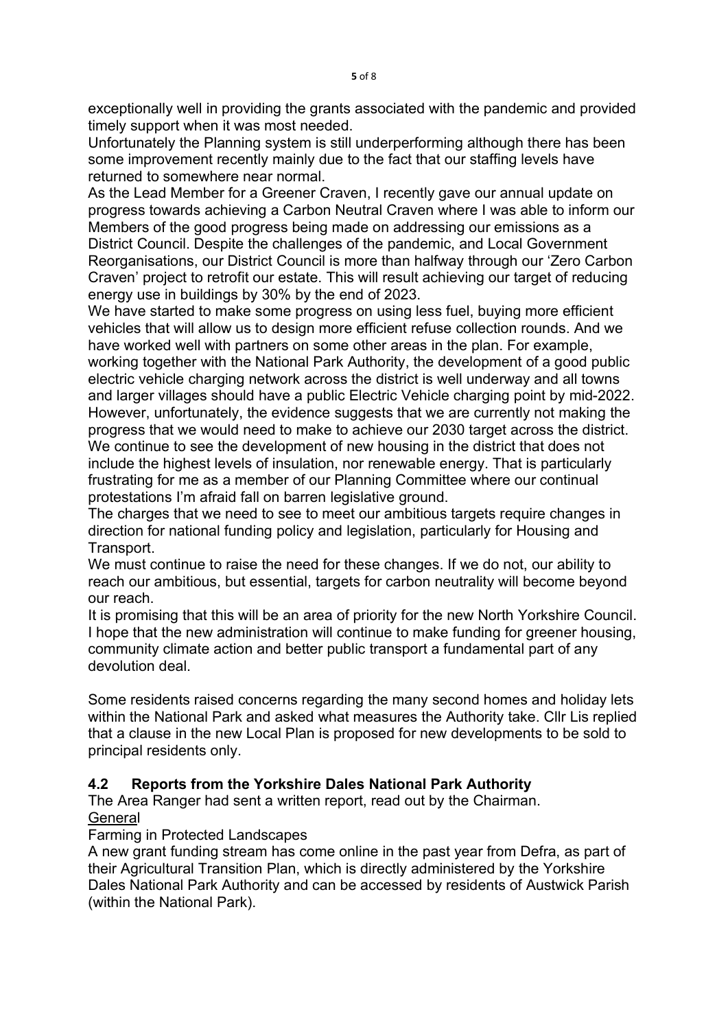exceptionally well in providing the grants associated with the pandemic and provided timely support when it was most needed.

Unfortunately the Planning system is still underperforming although there has been some improvement recently mainly due to the fact that our staffing levels have returned to somewhere near normal.

As the Lead Member for a Greener Craven, I recently gave our annual update on progress towards achieving a Carbon Neutral Craven where I was able to inform our Members of the good progress being made on addressing our emissions as a District Council. Despite the challenges of the pandemic, and Local Government Reorganisations, our District Council is more than halfway through our 'Zero Carbon Craven' project to retrofit our estate. This will result achieving our target of reducing energy use in buildings by 30% by the end of 2023.

We have started to make some progress on using less fuel, buying more efficient vehicles that will allow us to design more efficient refuse collection rounds. And we have worked well with partners on some other areas in the plan. For example, working together with the National Park Authority, the development of a good public electric vehicle charging network across the district is well underway and all towns and larger villages should have a public Electric Vehicle charging point by mid-2022.

However, unfortunately, the evidence suggests that we are currently not making the progress that we would need to make to achieve our 2030 target across the district.

We continue to see the development of new housing in the district that does not include the highest levels of insulation, nor renewable energy. That is particularly frustrating for me as a member of our Planning Committee where our continual protestations I'm afraid fall on barren legislative ground.

The charges that we need to see to meet our ambitious targets require changes in direction for national funding policy and legislation, particularly for Housing and Transport.

We must continue to raise the need for these changes. If we do not, our ability to reach our ambitious, but essential, targets for carbon neutrality will become beyond our reach.

It is promising that this will be an area of priority for the new North Yorkshire Council. I hope that the new administration will continue to make funding for greener housing, community climate action and better public transport a fundamental part of any devolution deal.

Some residents raised concerns regarding the many second homes and holiday lets within the National Park and asked what measures the Authority take. Cllr Lis replied that a clause in the new Local Plan is proposed for new developments to be sold to principal residents only.

### 4.2 Reports from the Yorkshire Dales National Park Authority

The Area Ranger had sent a written report, read out by the Chairman.

General

Farming in Protected Landscapes

A new grant funding stream has come online in the past year from Defra, as part of their Agricultural Transition Plan, which is directly administered by the Yorkshire Dales National Park Authority and can be accessed by residents of Austwick Parish (within the National Park).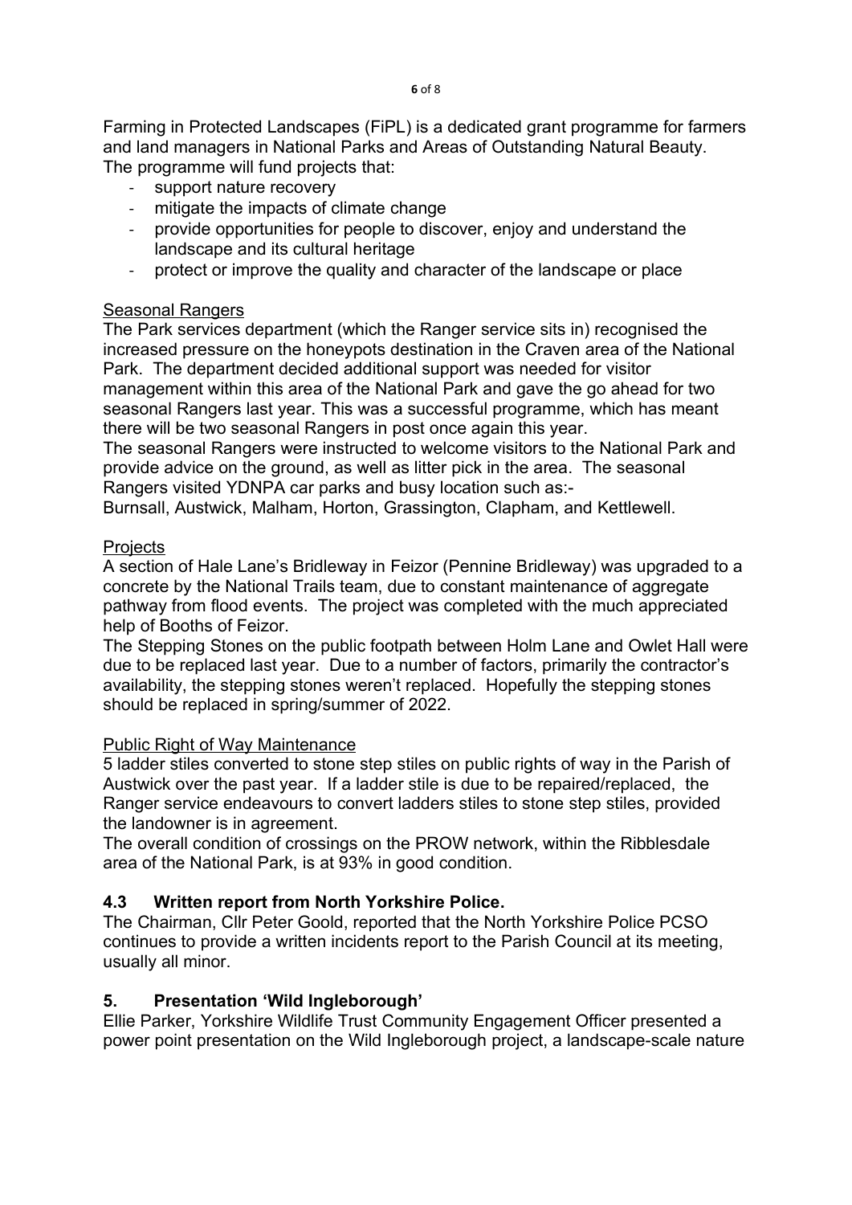Farming in Protected Landscapes (FiPL) is a dedicated grant programme for farmers and land managers in National Parks and Areas of Outstanding Natural Beauty. The programme will fund projects that:

- support nature recovery
- mitigate the impacts of climate change
- provide opportunities for people to discover, enjoy and understand the landscape and its cultural heritage
- protect or improve the quality and character of the landscape or place

<u>Seasonal Rangers</u>

The Park services department (which the Ranger service sits in) recognised the increased pressure on the honeypots destination in the Craven area of the National Park. The department decided additional support was needed for visitor management within this area of the National Park and gave the go ahead for two seasonal Rangers last year. This was a successful programme, which has meant there will be two seasonal Rangers in post once again this year.

The seasonal Rangers were instructed to welcome visitors to the National Park and provide advice on the ground, as well as litter pick in the area. The seasonal Rangers visited YDNPA car parks and busy location such as:-

Burnsall, Austwick, Malham, Horton, Grassington, Clapham, and Kettlewell.

<u>Projects</u>

A section of Hale Lane's Bridleway in Feizor (Pennine Bridleway) was upgraded to a concrete by the National Trails team, due to constant maintenance of aggregate pathway from flood events. The project was completed with the much appreciated help of Booths of Feizor.

The Stepping Stones on the public footpath between Holm Lane and Owlet Hall were due to be replaced last year. Due to a number of factors, primarily the contractor's availability, the stepping stones weren't replaced. Hopefully the stepping stones should be replaced in spring/summer of 2022.

<u>Public Right of Way Maintenance</u>

5 ladder stiles converted to stone step stiles on public rights of way in the Parish of Austwick over the past year. If a ladder stile is due to be repaired/replaced, the Ranger service endeavours to convert ladders stiles to stone step stiles, provided the landowner is in agreement.

The overall condition of crossings on the PROW network, within the Ribblesdale area of the National Park, is at 93% in good condition.

### 4.3 Written report from North Yorkshire Police.

The Chairman, Cllr Peter Goold, reported that the North Yorkshire Police PCSO continues to provide a written incidents report to the Parish Council at its meeting, usually all minor.

## 5. Presentation 'Wild Ingleborough'

Ellie Parker, Yorkshire Wildlife Trust Community Engagement Officer presented a power point presentation on the Wild Ingleborough project, a landscape-scale nature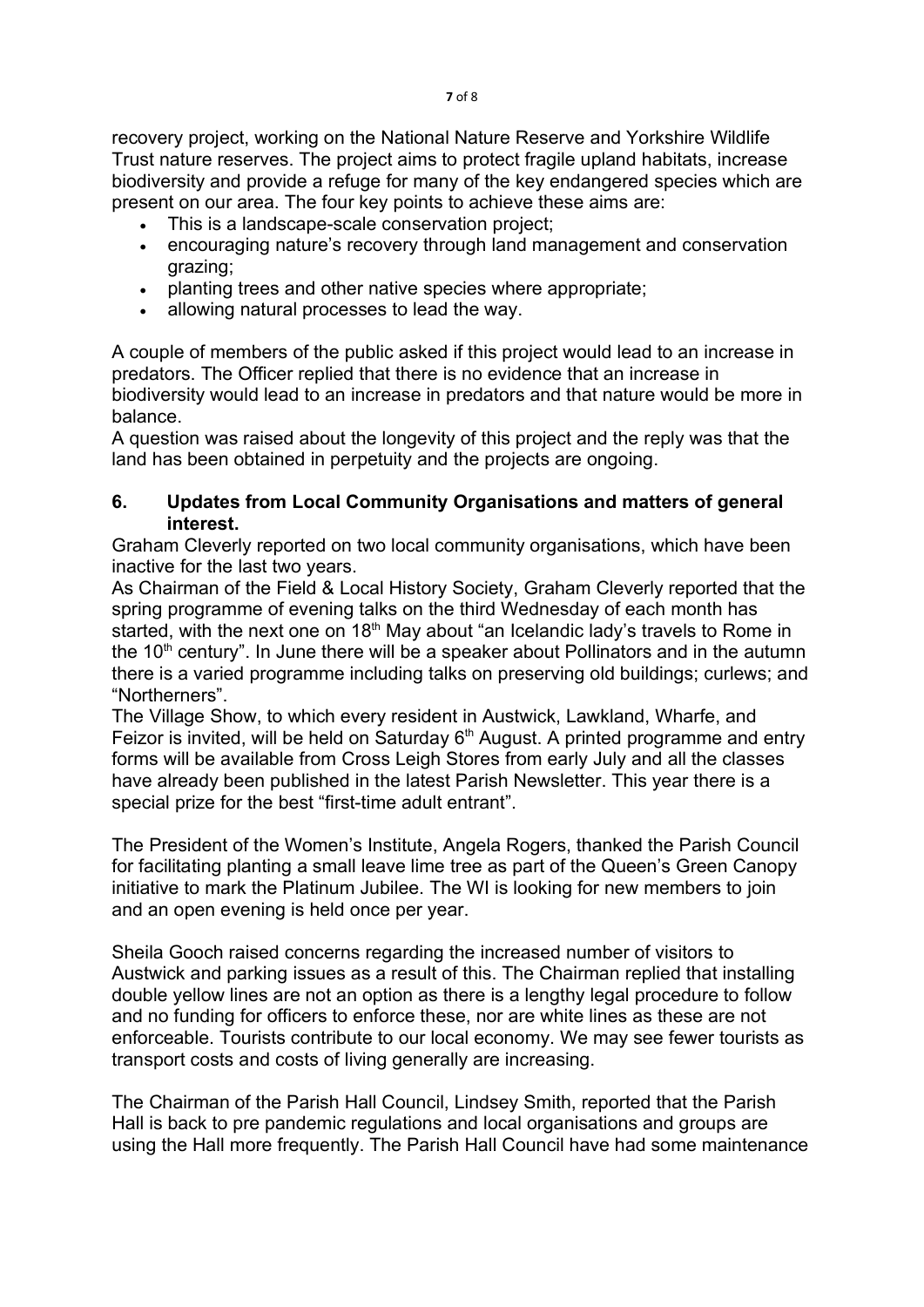recovery project, working on the National Nature Reserve and Yorkshire Wildlife Trust nature reserves. The project aims to protect fragile upland habitats, increase biodiversity and provide a refuge for many of the key endangered species which are present on our area. The four key points to achieve these aims are:

- This is a landscape-scale conservation project;
- encouraging nature's recovery through land management and conservation grazing;
- planting trees and other native species where appropriate;
- allowing natural processes to lead the way.

A couple of members of the public asked if this project would lead to an increase in predators. The Officer replied that there is no evidence that an increase in biodiversity would lead to an increase in predators and that nature would be more in balance.
A question was raised about the longevity of this project and the reply was that the land has been obtained in perpetuity and the projects are ongoing.

## 6. Updates from Local Community Organisations and matters of general interest.

Graham Cleverly reported on two local community organisations, which have been inactive for the last two years.
As Chairman of the Field & Local History Society, Graham Cleverly reported that the spring programme of evening talks on the third Wednesday of each month has started, with the next one on 18th May about "an Icelandic lady's travels to Rome in the 10th century". In June there will be a speaker about Pollinators and in the autumn there is a varied programme including talks on preserving old buildings; curlews; and "Northerners".
The Village Show, to which every resident in Austwick, Lawkland, Wharfe, and Feizor is invited, will be held on Saturday 6th August. A printed programme and entry forms will be available from Cross Leigh Stores from early July and all the classes have already been published in the latest Parish Newsletter. This year there is a special prize for the best "first-time adult entrant".

The President of the Women's Institute, Angela Rogers, thanked the Parish Council for facilitating planting a small leave lime tree as part of the Queen's Green Canopy initiative to mark the Platinum Jubilee. The WI is looking for new members to join and an open evening is held once per year.

Sheila Gooch raised concerns regarding the increased number of visitors to Austwick and parking issues as a result of this. The Chairman replied that installing double yellow lines are not an option as there is a lengthy legal procedure to follow and no funding for officers to enforce these, nor are white lines as these are not enforceable. Tourists contribute to our local economy. We may see fewer tourists as transport costs and costs of living generally are increasing.

The Chairman of the Parish Hall Council, Lindsey Smith, reported that the Parish Hall is back to pre pandemic regulations and local organisations and groups are using the Hall more frequently. The Parish Hall Council have had some maintenance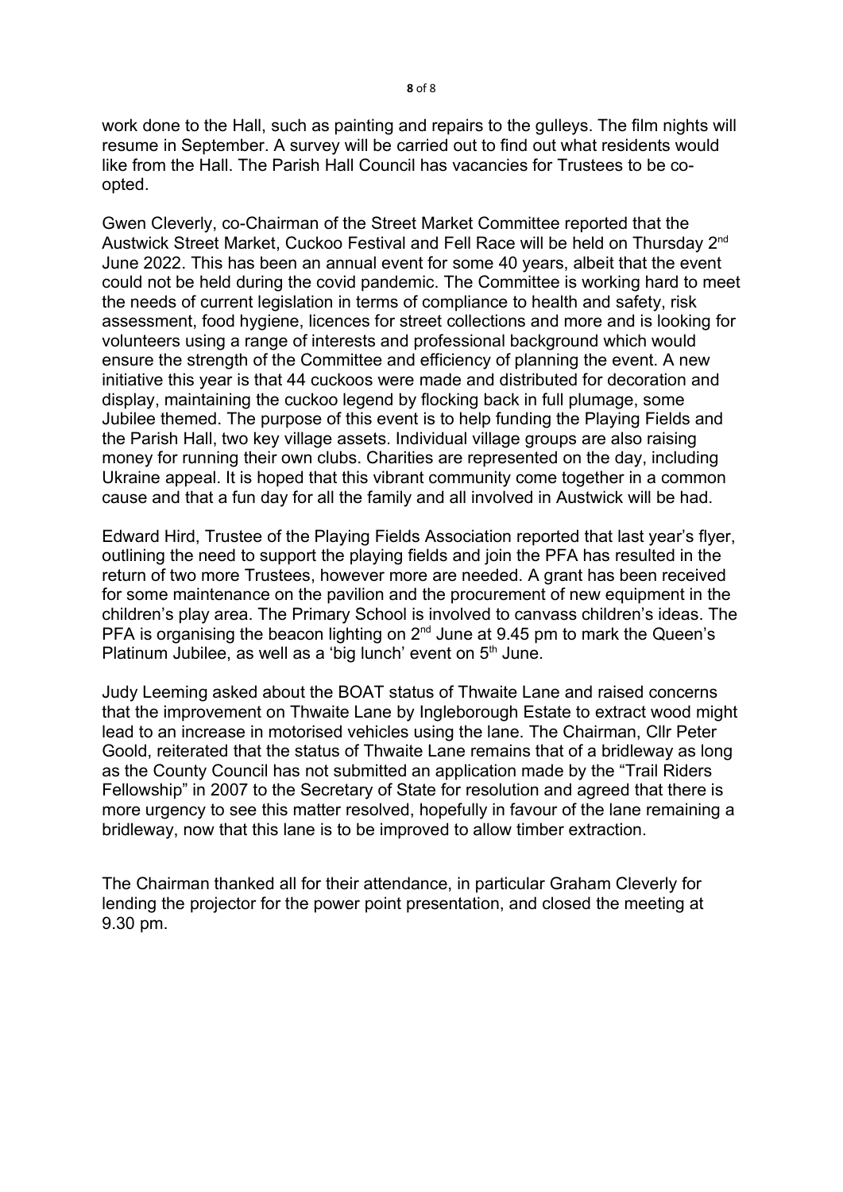work done to the Hall, such as painting and repairs to the gulleys. The film nights will resume in September. A survey will be carried out to find out what residents would like from the Hall. The Parish Hall Council has vacancies for Trustees to be co-opted.

Gwen Cleverly, co-Chairman of the Street Market Committee reported that the Austwick Street Market, Cuckoo Festival and Fell Race will be held on Thursday 2nd June 2022. This has been an annual event for some 40 years, albeit that the event could not be held during the covid pandemic. The Committee is working hard to meet the needs of current legislation in terms of compliance to health and safety, risk assessment, food hygiene, licences for street collections and more and is looking for volunteers using a range of interests and professional background which would ensure the strength of the Committee and efficiency of planning the event. A new initiative this year is that 44 cuckoos were made and distributed for decoration and display, maintaining the cuckoo legend by flocking back in full plumage, some Jubilee themed. The purpose of this event is to help funding the Playing Fields and the Parish Hall, two key village assets. Individual village groups are also raising money for running their own clubs. Charities are represented on the day, including Ukraine appeal. It is hoped that this vibrant community come together in a common cause and that a fun day for all the family and all involved in Austwick will be had.

Edward Hird, Trustee of the Playing Fields Association reported that last year's flyer, outlining the need to support the playing fields and join the PFA has resulted in the return of two more Trustees, however more are needed. A grant has been received for some maintenance on the pavilion and the procurement of new equipment in the children's play area. The Primary School is involved to canvass children's ideas. The PFA is organising the beacon lighting on 2nd June at 9.45 pm to mark the Queen's Platinum Jubilee, as well as a 'big lunch' event on 5th June.

Judy Leeming asked about the BOAT status of Thwaite Lane and raised concerns that the improvement on Thwaite Lane by Ingleborough Estate to extract wood might lead to an increase in motorised vehicles using the lane. The Chairman, Cllr Peter Goold, reiterated that the status of Thwaite Lane remains that of a bridleway as long as the County Council has not submitted an application made by the "Trail Riders Fellowship" in 2007 to the Secretary of State for resolution and agreed that there is more urgency to see this matter resolved, hopefully in favour of the lane remaining a bridleway, now that this lane is to be improved to allow timber extraction.

The Chairman thanked all for their attendance, in particular Graham Cleverly for lending the projector for the power point presentation, and closed the meeting at 9.30 pm.